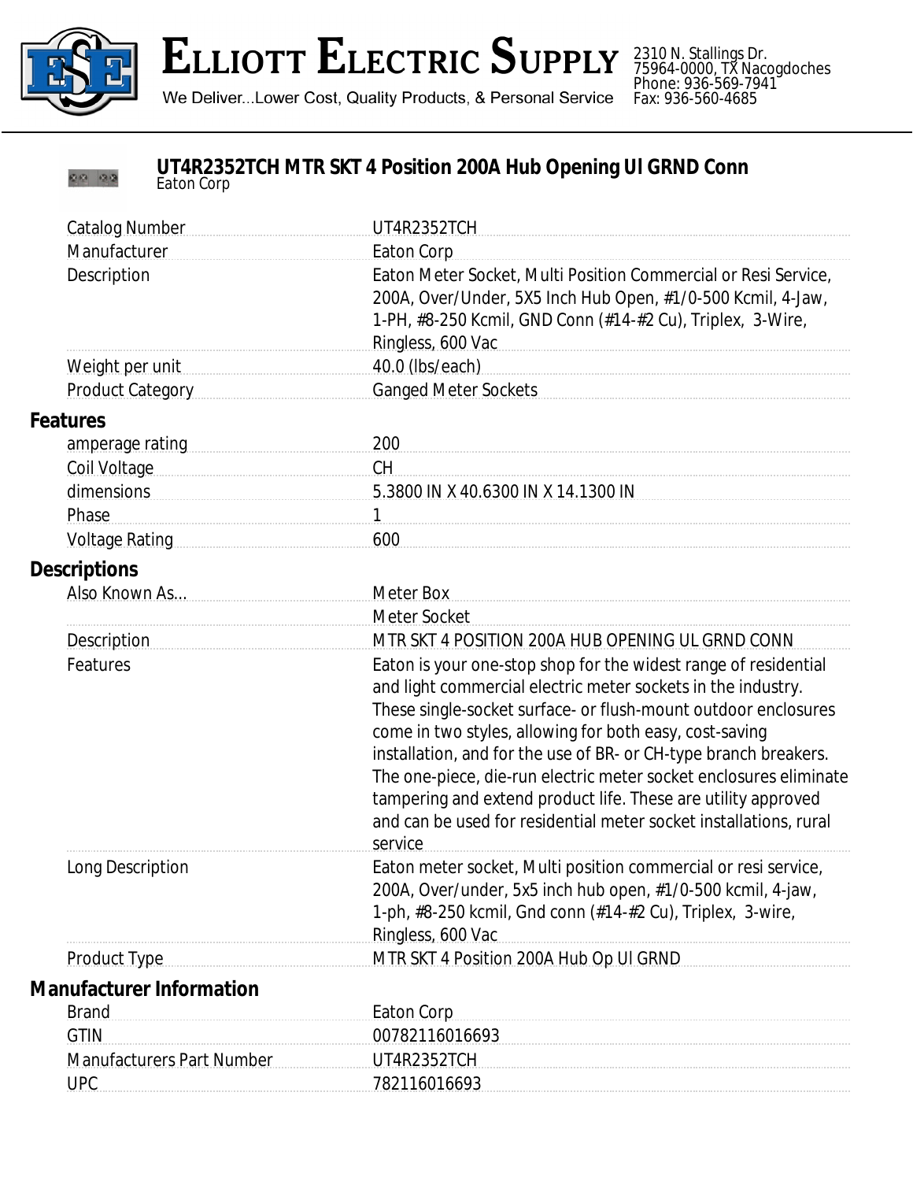# Elliott Electric Supply

We Deliver...Lower Cost, Quality Products, & Personal Service

2310 N. Stallings Dr.
75964-0000, TX Nacogdoches
Phone: 936-569-7941
Fax: 936-560-4685

## UT4R2352TCH MTR SKT 4 Position 200A Hub Opening Ul GRND Conn

Eaton Corp

| | |
|---|---|
| Catalog Number | UT4R2352TCH |
| Manufacturer | Eaton Corp |
| Description | Eaton Meter Socket, Multi Position Commercial or Resi Service, 200A, Over/Under, 5X5 Inch Hub Open, #1/0-500 Kcmil, 4-Jaw, 1-PH, #8-250 Kcmil, GND Conn (#14-#2 Cu), Triplex, 3-Wire, Ringless, 600 Vac |
| Weight per unit | 40.0 (lbs/each) |
| Product Category | Ganged Meter Sockets |

### Features

| | |
|---|---|
| amperage rating | 200 |
| Coil Voltage | CH |
| dimensions | 5.3800 IN X 40.6300 IN X 14.1300 IN |
| Phase | 1 |
| Voltage Rating | 600 |

### Descriptions

| | |
|---|---|
| Also Known As... | Meter Box |
| | Meter Socket |
| Description | MTR SKT 4 POSITION 200A HUB OPENING UL GRND CONN |
| Features | Eaton is your one-stop shop for the widest range of residential and light commercial electric meter sockets in the industry. These single-socket surface- or flush-mount outdoor enclosures come in two styles, allowing for both easy, cost-saving installation, and for the use of BR- or CH-type branch breakers. The one-piece, die-run electric meter socket enclosures eliminate tampering and extend product life. These are utility approved and can be used for residential meter socket installations, rural service |
| Long Description | Eaton meter socket, Multi position commercial or resi service, 200A, Over/under, 5x5 inch hub open, #1/0-500 kcmil, 4-jaw, 1-ph, #8-250 kcmil, Gnd conn (#14-#2 Cu), Triplex, 3-wire, Ringless, 600 Vac |
| Product Type | MTR SKT 4 Position 200A Hub Op Ul GRND |

### Manufacturer Information

| | |
|---|---|
| Brand | Eaton Corp |
| GTIN | 00782116016693 |
| Manufacturers Part Number | UT4R2352TCH |
| UPC | 782116016693 |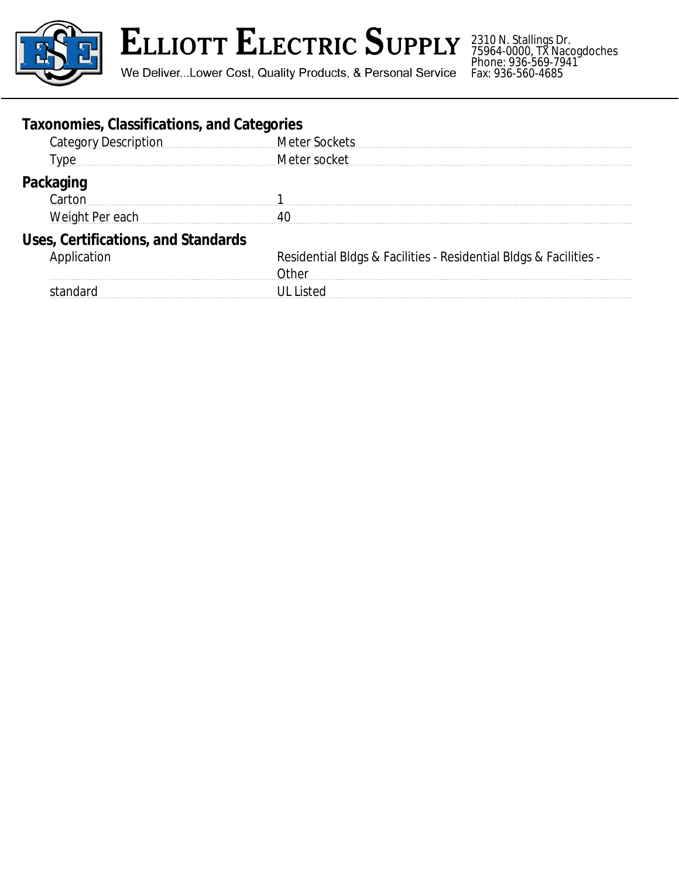## Taxonomies, Classifications, and Categories

| | |
|---|---|
| Category Description | Meter Sockets |
| Type | Meter socket |

## Packaging

| | |
|---|---|
| Carton | 1 |
| Weight Per each | 40 |

## Uses, Certifications, and Standards

| | |
|---|---|
| Application | Residential Bldgs & Facilities - Residential Bldgs & Facilities - Other |
| standard | UL Listed |